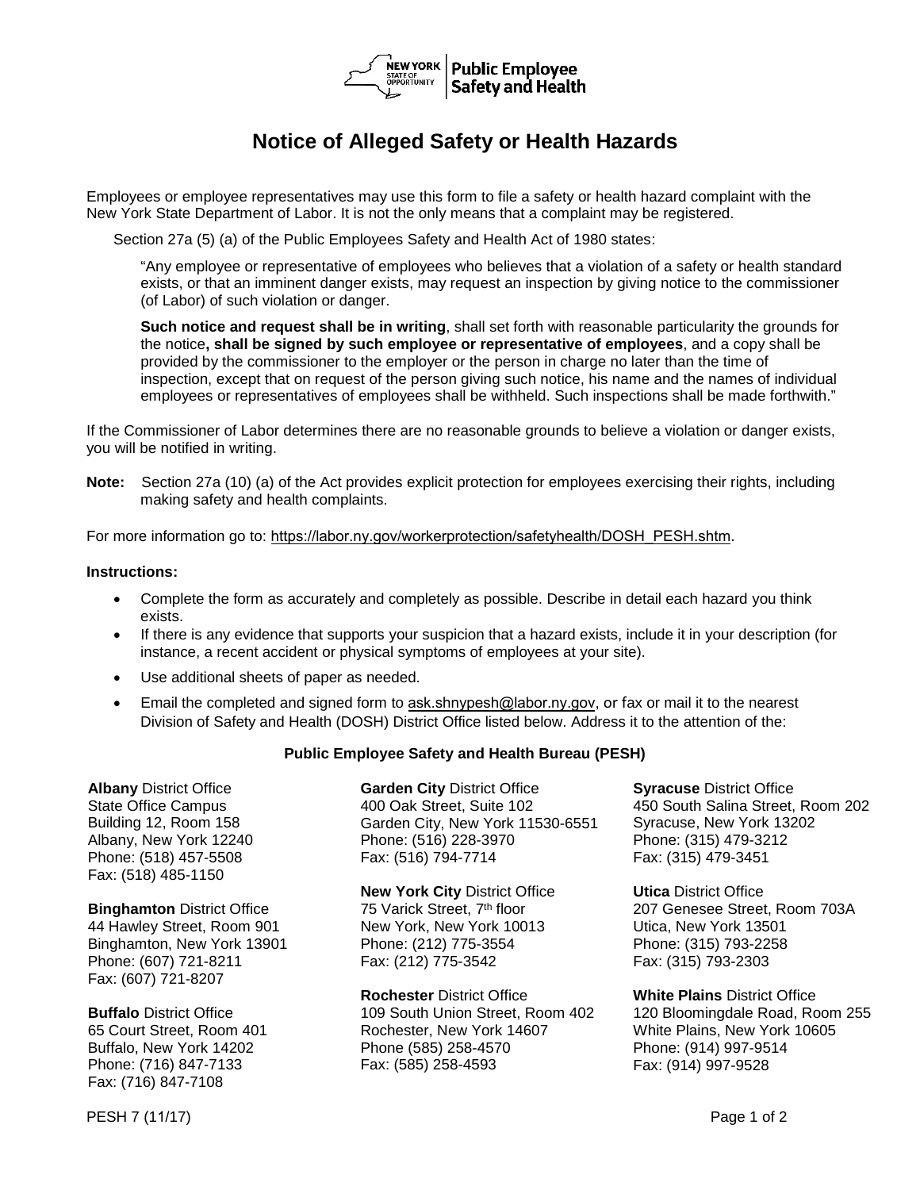# Notice of Alleged Safety or Health Hazards

Employees or employee representatives may use this form to file a safety or health hazard complaint with the New York State Department of Labor. It is not the only means that a complaint may be registered.

Section 27a (5) (a) of the Public Employees Safety and Health Act of 1980 states:

> "Any employee or representative of employees who believes that a violation of a safety or health standard exists, or that an imminent danger exists, may request an inspection by giving notice to the commissioner (of Labor) of such violation or danger.
>
> **Such notice and request shall be in writing**, shall set forth with reasonable particularity the grounds for the notice**, shall be signed by such employee or representative of employees**, and a copy shall be provided by the commissioner to the employer or the person in charge no later than the time of inspection, except that on request of the person giving such notice, his name and the names of individual employees or representatives of employees shall be withheld. Such inspections shall be made forthwith."

If the Commissioner of Labor determines there are no reasonable grounds to believe a violation or danger exists, you will be notified in writing.

**Note:** Section 27a (10) (a) of the Act provides explicit protection for employees exercising their rights, including making safety and health complaints.

For more information go to: https://labor.ny.gov/workerprotection/safetyhealth/DOSH_PESH.shtm.

**Instructions:**

- Complete the form as accurately and completely as possible. Describe in detail each hazard you think exists.
- If there is any evidence that supports your suspicion that a hazard exists, include it in your description (for instance, a recent accident or physical symptoms of employees at your site).
- Use additional sheets of paper as needed.
- Email the completed and signed form to ask.shnypesh@labor.ny.gov, or fax or mail it to the nearest Division of Safety and Health (DOSH) District Office listed below. Address it to the attention of the:

**Public Employee Safety and Health Bureau (PESH)**

**Albany** District Office
State Office Campus
Building 12, Room 158
Albany, New York 12240
Phone: (518) 457-5508
Fax: (518) 485-1150

**Binghamton** District Office
44 Hawley Street, Room 901
Binghamton, New York 13901
Phone: (607) 721-8211
Fax: (607) 721-8207

**Buffalo** District Office
65 Court Street, Room 401
Buffalo, New York 14202
Phone: (716) 847-7133
Fax: (716) 847-7108

**Garden City** District Office
400 Oak Street, Suite 102
Garden City, New York 11530-6551
Phone: (516) 228-3970
Fax: (516) 794-7714

**New York City** District Office
75 Varick Street, 7th floor
New York, New York 10013
Phone: (212) 775-3554
Fax: (212) 775-3542

**Rochester** District Office
109 South Union Street, Room 402
Rochester, New York 14607
Phone (585) 258-4570
Fax: (585) 258-4593

**Syracuse** District Office
450 South Salina Street, Room 202
Syracuse, New York 13202
Phone: (315) 479-3212
Fax: (315) 479-3451

**Utica** District Office
207 Genesee Street, Room 703A
Utica, New York 13501
Phone: (315) 793-2258
Fax: (315) 793-2303

**White Plains** District Office
120 Bloomingdale Road, Room 255
White Plains, New York 10605
Phone: (914) 997-9514
Fax: (914) 997-9528

PESH 7 (11/17)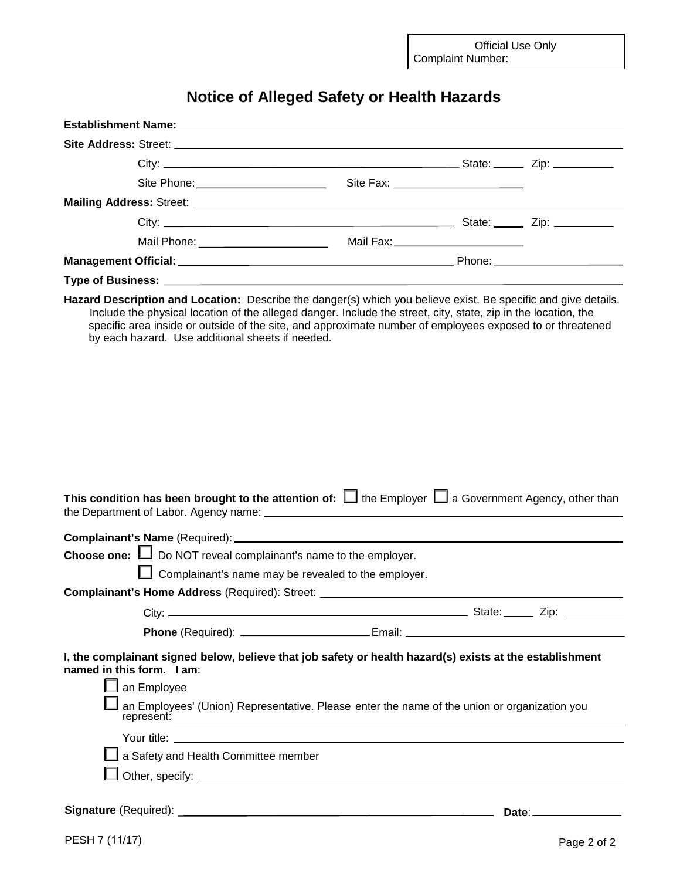Official Use Only
Complaint Number:

# Notice of Alleged Safety or Health Hazards

**Establishment Name:** ______________________________

**Site Address:** Street: ______________________________

City: ______________________________ State: ______ Zip: __________

Site Phone: ____________________ Site Fax: ____________________

**Mailing Address:** Street: ______________________________

City: ______________________________ State: ______ Zip: __________

Mail Phone: ____________________ Mail Fax: ____________________

**Management Official:** ______________________________ Phone: ____________________

**Type of Business:** ______________________________

**Hazard Description and Location:** Describe the danger(s) which you believe exist. Be specific and give details. Include the physical location of the alleged danger. Include the street, city, state, zip in the location, the specific area inside or outside of the site, and approximate number of employees exposed to or threatened by each hazard. Use additional sheets if needed.

**This condition has been brought to the attention of:** ☐ the Employer ☐ a Government Agency, other than the Department of Labor. Agency name: ______________________________

**Complainant's Name** (Required): ______________________________

**Choose one:** ☐ Do NOT reveal complainant's name to the employer.

☐ Complainant's name may be revealed to the employer.

**Complainant's Home Address** (Required): Street: ______________________________

City: ______________________________ State: ______ Zip: __________

**Phone** (Required): ____________________ Email: ______________________________

**I, the complainant signed below, believe that job safety or health hazard(s) exists at the establishment named in this form. I am**:

☐ an Employee

☐ an Employees' (Union) Representative. Please enter the name of the union or organization you represent: ______________________________

Your title: ______________________________

☐ a Safety and Health Committee member

☐ Other, specify: ______________________________

**Signature** (Required): ______________________________ **Date**: ______________

PESH 7 (11/17)